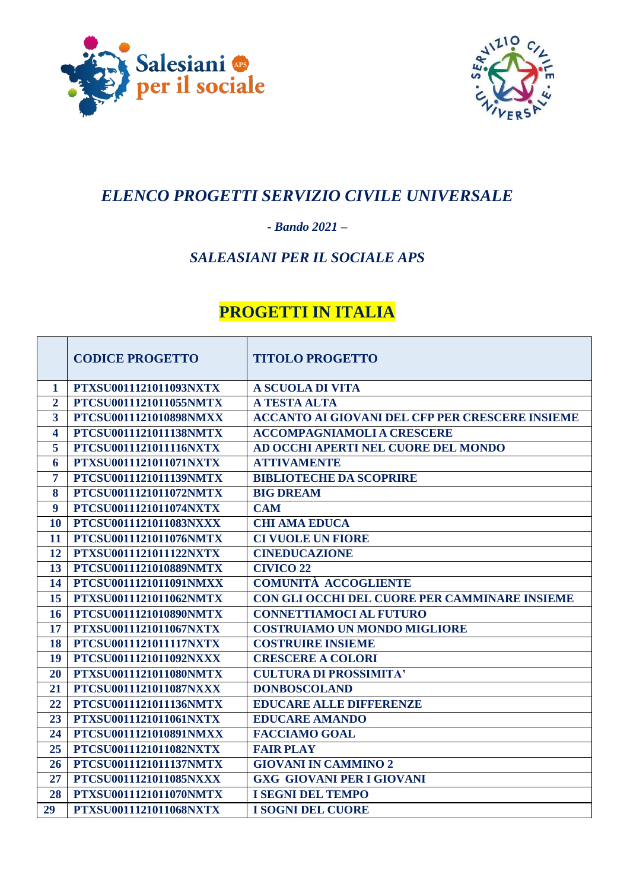# *ELENCO PROGETTI SERVIZIO CIVILE UNIVERSALE*

### *- Bando 2021 –*

## *SALEASIANI PER IL SOCIALE APS*

## PROGETTI IN ITALIA

| | CODICE PROGETTO | TITOLO PROGETTO |
|---|---|---|
| 1 | PTXSU0011121011093NXTX | A SCUOLA DI VITA |
| 2 | PTCSU0011121011055NMTX | A TESTA ALTA |
| 3 | PTCSU0011121010898NMXX | ACCANTO AI GIOVANI DEL CFP PER CRESCERE INSIEME |
| 4 | PTCSU0011121011138NMTX | ACCOMPAGNIAMOLI A CRESCERE |
| 5 | PTCSU0011121011116NXTX | AD OCCHI APERTI NEL CUORE DEL MONDO |
| 6 | PTXSU0011121011071NXTX | ATTIVAMENTE |
| 7 | PTCSU0011121011139NMTX | BIBLIOTECHE DA SCOPRIRE |
| 8 | PTCSU0011121011072NMTX | BIG DREAM |
| 9 | PTCSU0011121011074NXTX | CAM |
| 10 | PTCSU0011121011083NXXX | CHI AMA EDUCA |
| 11 | PTCSU0011121011076NMTX | CI VUOLE UN FIORE |
| 12 | PTXSU0011121011122NXTX | CINEDUCAZIONE |
| 13 | PTCSU0011121010889NMTX | CIVICO 22 |
| 14 | PTCSU0011121011091NMXX | COMUNITÀ ACCOGLIENTE |
| 15 | PTXSU0011121011062NMTX | CON GLI OCCHI DEL CUORE PER CAMMINARE INSIEME |
| 16 | PTCSU0011121010890NMTX | CONNETTIAMOCI AL FUTURO |
| 17 | PTXSU0011121011067NXTX | COSTRUIAMO UN MONDO MIGLIORE |
| 18 | PTCSU0011121011117NXTX | COSTRUIRE INSIEME |
| 19 | PTCSU0011121011092NXXX | CRESCERE A COLORI |
| 20 | PTXSU0011121011080NMTX | CULTURA DI PROSSIMITA’ |
| 21 | PTCSU0011121011087NXXX | DONBOSCOLAND |
| 22 | PTCSU0011121011136NMTX | EDUCARE ALLE DIFFERENZE |
| 23 | PTXSU0011121011061NXTX | EDUCARE AMANDO |
| 24 | PTCSU0011121010891NMXX | FACCIAMO GOAL |
| 25 | PTCSU0011121011082NXTX | FAIR PLAY |
| 26 | PTCSU0011121011137NMTX | GIOVANI IN CAMMINO 2 |
| 27 | PTCSU0011121011085NXXX | GXG GIOVANI PER I GIOVANI |
| 28 | PTXSU0011121011070NMTX | I SEGNI DEL TEMPO |
| 29 | PTXSU0011121011068NXTX | I SOGNI DEL CUORE |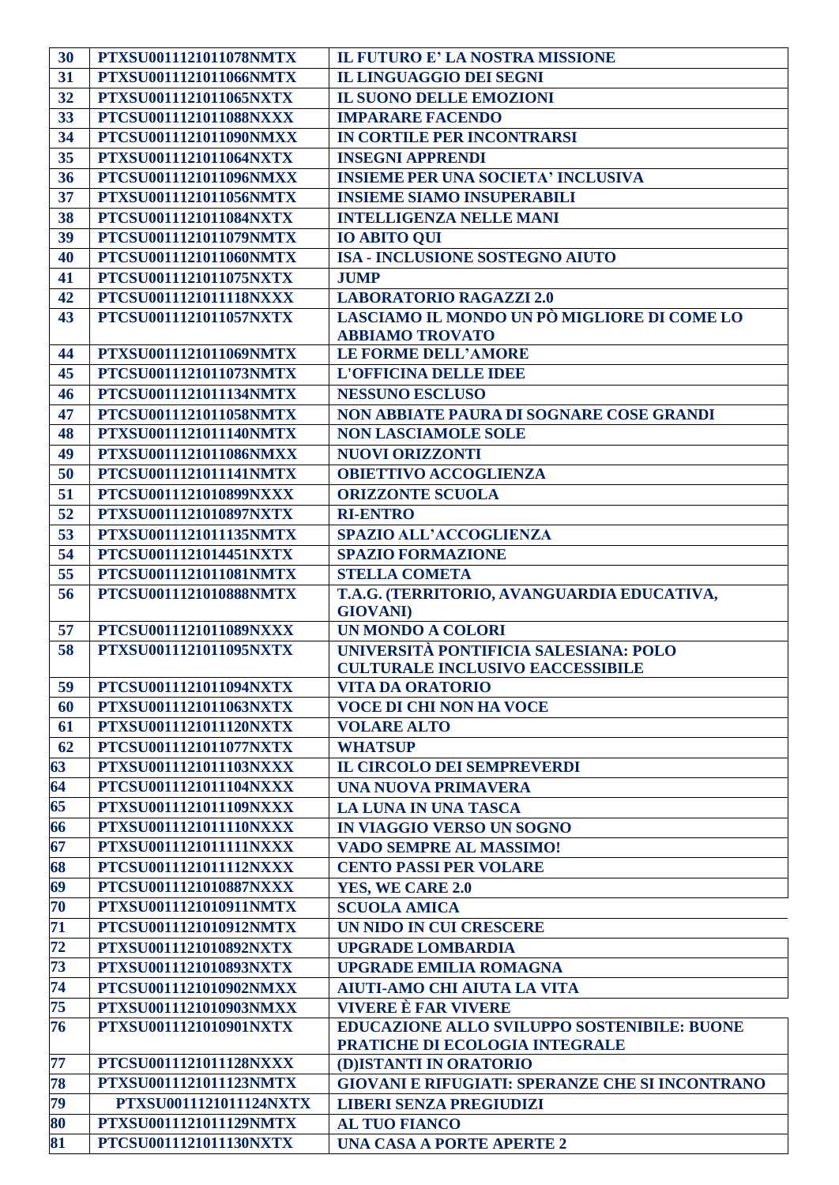| | | |
|---|---|---|
| 30 | PTXSU0011121011078NMTX | IL FUTURO E' LA NOSTRA MISSIONE |
| 31 | PTXSU0011121011066NMTX | IL LINGUAGGIO DEI SEGNI |
| 32 | PTXSU0011121011065NXTX | IL SUONO DELLE EMOZIONI |
| 33 | PTCSU0011121011088NXXX | IMPARARE FACENDO |
| 34 | PTCSU0011121011090NMXX | IN CORTILE PER INCONTRARSI |
| 35 | PTXSU0011121011064NXTX | INSEGNI APPRENDI |
| 36 | PTCSU0011121011096NMXX | INSIEME PER UNA SOCIETA' INCLUSIVA |
| 37 | PTXSU0011121011056NMTX | INSIEME SIAMO INSUPERABILI |
| 38 | PTCSU0011121011084NXTX | INTELLIGENZA NELLE MANI |
| 39 | PTCSU0011121011079NMTX | IO ABITO QUI |
| 40 | PTCSU0011121011060NMTX | ISA - INCLUSIONE SOSTEGNO AIUTO |
| 41 | PTCSU0011121011075NXTX | JUMP |
| 42 | PTCSU0011121011118NXXX | LABORATORIO RAGAZZI 2.0 |
| 43 | PTCSU0011121011057NXTX | LASCIAMO IL MONDO UN PÒ MIGLIORE DI COME LO ABBIAMO TROVATO |
| 44 | PTXSU0011121011069NMTX | LE FORME DELL'AMORE |
| 45 | PTCSU0011121011073NMTX | L'OFFICINA DELLE IDEE |
| 46 | PTCSU0011121011134NMTX | NESSUNO ESCLUSO |
| 47 | PTCSU0011121011058NMTX | NON ABBIATE PAURA DI SOGNARE COSE GRANDI |
| 48 | PTXSU0011121011140NMTX | NON LASCIAMOLE SOLE |
| 49 | PTXSU0011121011086NMXX | NUOVI ORIZZONTI |
| 50 | PTCSU0011121011141NMTX | OBIETTIVO ACCOGLIENZA |
| 51 | PTCSU0011121010899NXXX | ORIZZONTE SCUOLA |
| 52 | PTXSU0011121010897NXTX | RI-ENTRO |
| 53 | PTXSU0011121011135NMTX | SPAZIO ALL'ACCOGLIENZA |
| 54 | PTCSU0011121014451NXTX | SPAZIO FORMAZIONE |
| 55 | PTCSU0011121011081NMTX | STELLA COMETA |
| 56 | PTCSU0011121010888NMTX | T.A.G. (TERRITORIO, AVANGUARDIA EDUCATIVA, GIOVANI) |
| 57 | PTCSU0011121011089NXXX | UN MONDO A COLORI |
| 58 | PTXSU0011121011095NXTX | UNIVERSITÀ PONTIFICIA SALESIANA: POLO CULTURALE INCLUSIVO EACCESSIBILE |
| 59 | PTCSU0011121011094NXTX | VITA DA ORATORIO |
| 60 | PTXSU0011121011063NXTX | VOCE DI CHI NON HA VOCE |
| 61 | PTXSU0011121011120NXTX | VOLARE ALTO |
| 62 | PTCSU0011121011077NXTX | WHATSUP |
| 63 | PTXSU0011121011103NXXX | IL CIRCOLO DEI SEMPREVERDI |
| 64 | PTCSU0011121011104NXXX | UNA NUOVA PRIMAVERA |
| 65 | PTXSU0011121011109NXXX | LA LUNA IN UNA TASCA |
| 66 | PTXSU0011121011110NXXX | IN VIAGGIO VERSO UN SOGNO |
| 67 | PTXSU0011121011111NXXX | VADO SEMPRE AL MASSIMO! |
| 68 | PTCSU0011121011112NXXX | CENTO PASSI PER VOLARE |
| 69 | PTCSU0011121010887NXXX | YES, WE CARE 2.0 |
| 70 | PTXSU0011121010911NMTX | SCUOLA AMICA |
| 71 | PTCSU0011121010912NMTX | UN NIDO IN CUI CRESCERE |
| 72 | PTXSU0011121010892NXTX | UPGRADE LOMBARDIA |
| 73 | PTXSU0011121010893NXTX | UPGRADE EMILIA ROMAGNA |
| 74 | PTCSU0011121010902NMXX | AIUTI-AMO CHI AIUTA LA VITA |
| 75 | PTXSU0011121010903NMXX | VIVERE È FAR VIVERE |
| 76 | PTXSU0011121010901NXTX | EDUCAZIONE ALLO SVILUPPO SOSTENIBILE: BUONE PRATICHE DI ECOLOGIA INTEGRALE |
| 77 | PTCSU0011121011128NXXX | (D)ISTANTI IN ORATORIO |
| 78 | PTXSU0011121011123NMTX | GIOVANI E RIFUGIATI: SPERANZE CHE SI INCONTRANO |
| 79 | PTXSU0011121011124NXTX | LIBERI SENZA PREGIUDIZI |
| 80 | PTXSU0011121011129NMTX | AL TUO FIANCO |
| 81 | PTCSU0011121011130NXTX | UNA CASA A PORTE APERTE 2 |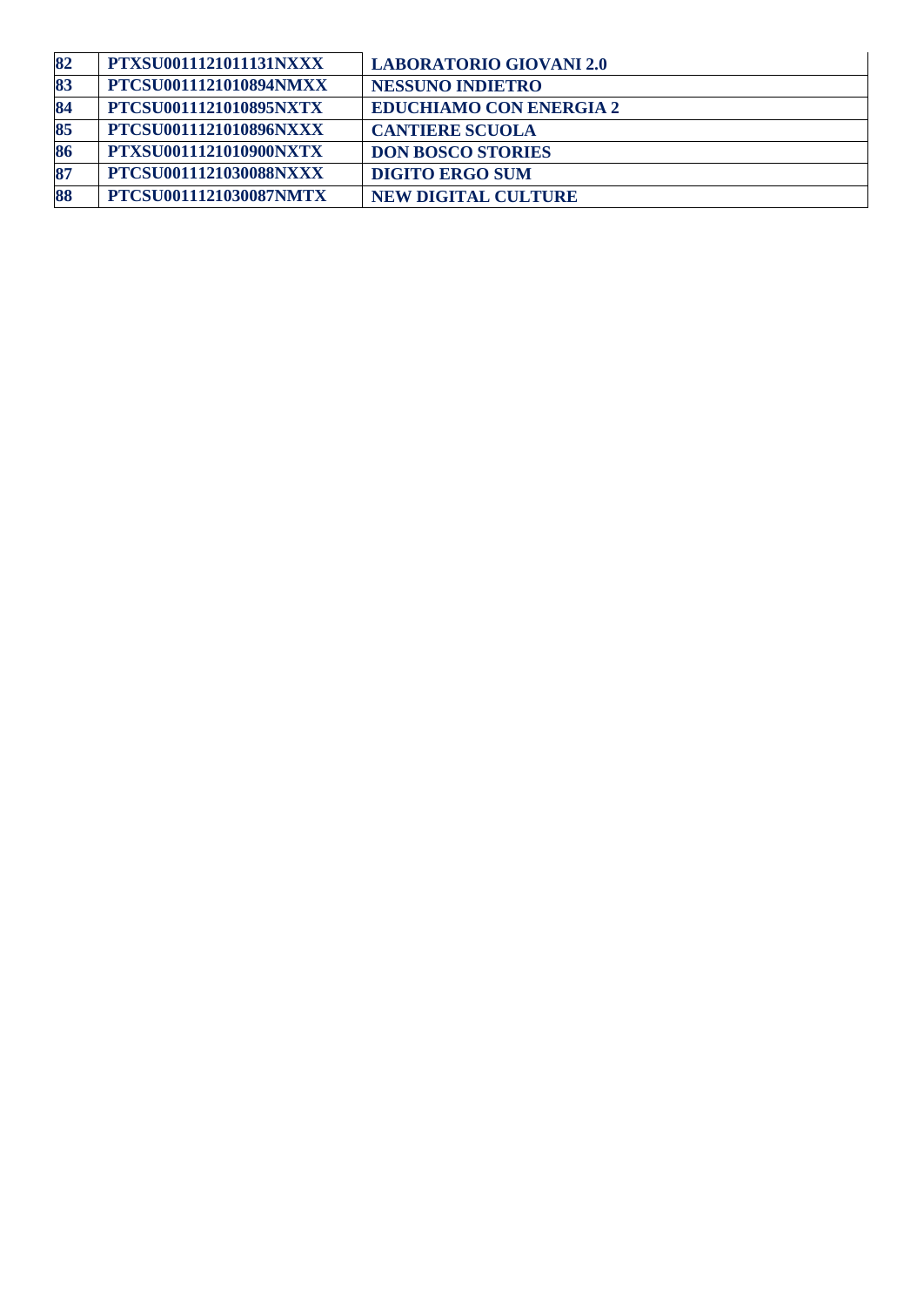| | | |
|---|---|---|
| **82** | **PTXSU0011121011131NXXX** | **LABORATORIO GIOVANI 2.0** |
| **83** | **PTCSU0011121010894NMXX** | **NESSUNO INDIETRO** |
| **84** | **PTCSU0011121010895NXTX** | **EDUCHIAMO CON ENERGIA 2** |
| **85** | **PTCSU0011121010896NXXX** | **CANTIERE SCUOLA** |
| **86** | **PTXSU0011121010900NXTX** | **DON BOSCO STORIES** |
| **87** | **PTCSU0011121030088NXXX** | **DIGITO ERGO SUM** |
| **88** | **PTCSU0011121030087NMTX** | **NEW DIGITAL CULTURE** |